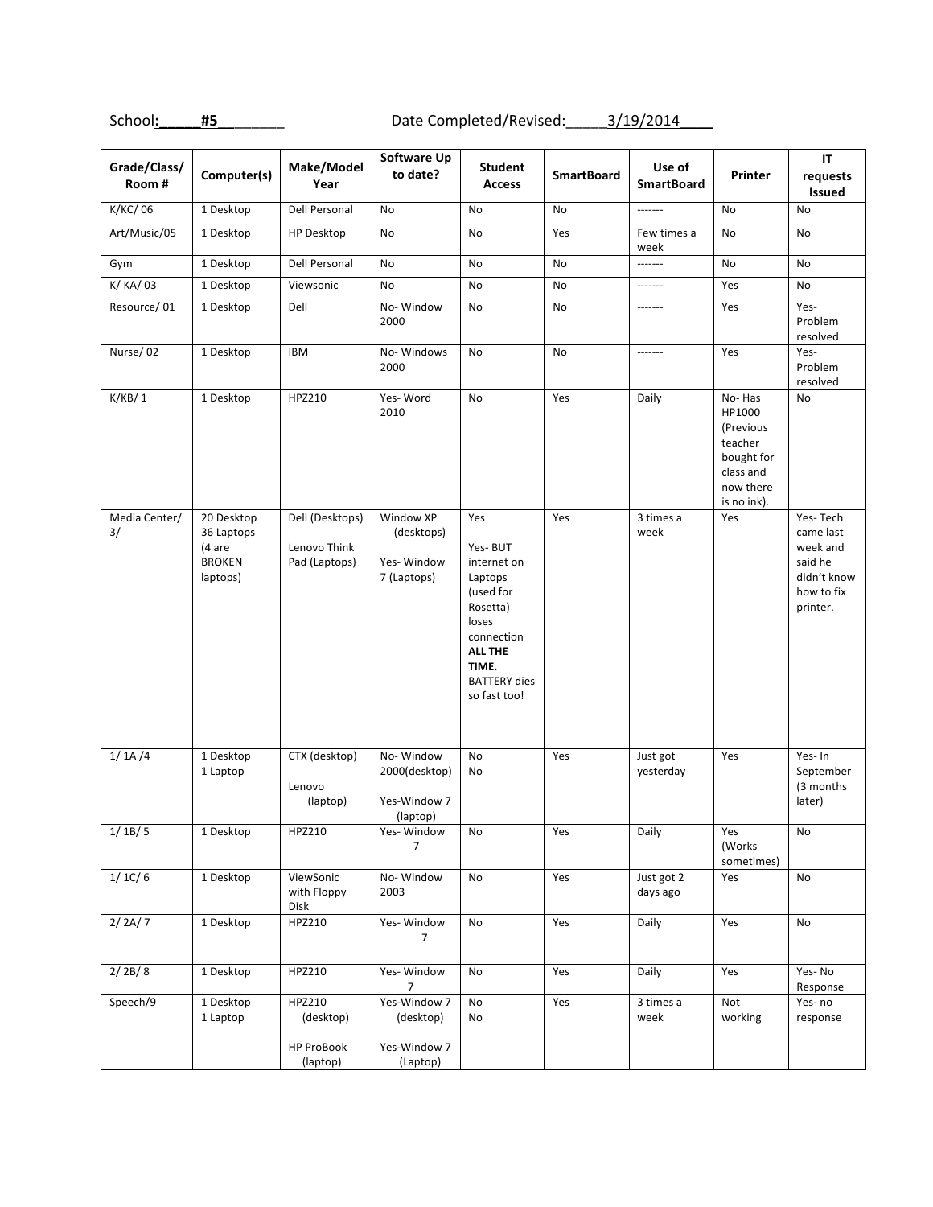School:\_\_\_\_\_**#5**\_\_\_\_\_\_\_\_ Date Completed/Revised:\_\_\_\_\_3/19/2014\_\_\_\_

| Grade/Class/ Room # | Computer(s) | Make/Model Year | Software Up to date? | Student Access | SmartBoard | Use of SmartBoard | Printer | IT requests Issued |
|---|---|---|---|---|---|---|---|---|
| K/KC/ 06 | 1 Desktop | Dell Personal | No | No | No | ------- | No | No |
| Art/Music/05 | 1 Desktop | HP Desktop | No | No | Yes | Few times a week | No | No |
| Gym | 1 Desktop | Dell Personal | No | No | No | ------- | No | No |
| K/ KA/ 03 | 1 Desktop | Viewsonic | No | No | No | ------- | Yes | No |
| Resource/ 01 | 1 Desktop | Dell | No- Window 2000 | No | No | ------- | Yes | Yes- Problem resolved |
| Nurse/ 02 | 1 Desktop | IBM | No- Windows 2000 | No | No | ------- | Yes | Yes- Problem resolved |
| K/KB/ 1 | 1 Desktop | HPZ210 | Yes- Word 2010 | No | Yes | Daily | No- Has HP1000 (Previous teacher bought for class and now there is no ink). | No |
| Media Center/ 3/ | 20 Desktop 36 Laptops (4 are BROKEN laptops) | Dell (Desktops) Lenovo Think Pad (Laptops) | Window XP (desktops) Yes- Window 7 (Laptops) | Yes Yes- BUT internet on Laptops (used for Rosetta) loses connection **ALL THE TIME.** BATTERY dies so fast too! | Yes | 3 times a week | Yes | Yes- Tech came last week and said he didn't know how to fix printer. |
| 1/ 1A /4 | 1 Desktop 1 Laptop | CTX (desktop) Lenovo (laptop) | No- Window 2000(desktop) Yes-Window 7 (laptop) | No No | Yes | Just got yesterday | Yes | Yes- In September (3 months later) |
| 1/ 1B/ 5 | 1 Desktop | HPZ210 | Yes- Window 7 | No | Yes | Daily | Yes (Works sometimes) | No |
| 1/ 1C/ 6 | 1 Desktop | ViewSonic with Floppy Disk | No- Window 2003 | No | Yes | Just got 2 days ago | Yes | No |
| 2/ 2A/ 7 | 1 Desktop | HPZ210 | Yes- Window 7 | No | Yes | Daily | Yes | No |
| 2/ 2B/ 8 | 1 Desktop | HPZ210 | Yes- Window 7 | No | Yes | Daily | Yes | Yes- No Response |
| Speech/9 | 1 Desktop 1 Laptop | HPZ210 (desktop) HP ProBook (laptop) | Yes-Window 7 (desktop) Yes-Window 7 (Laptop) | No No | Yes | 3 times a week | Not working | Yes- no response |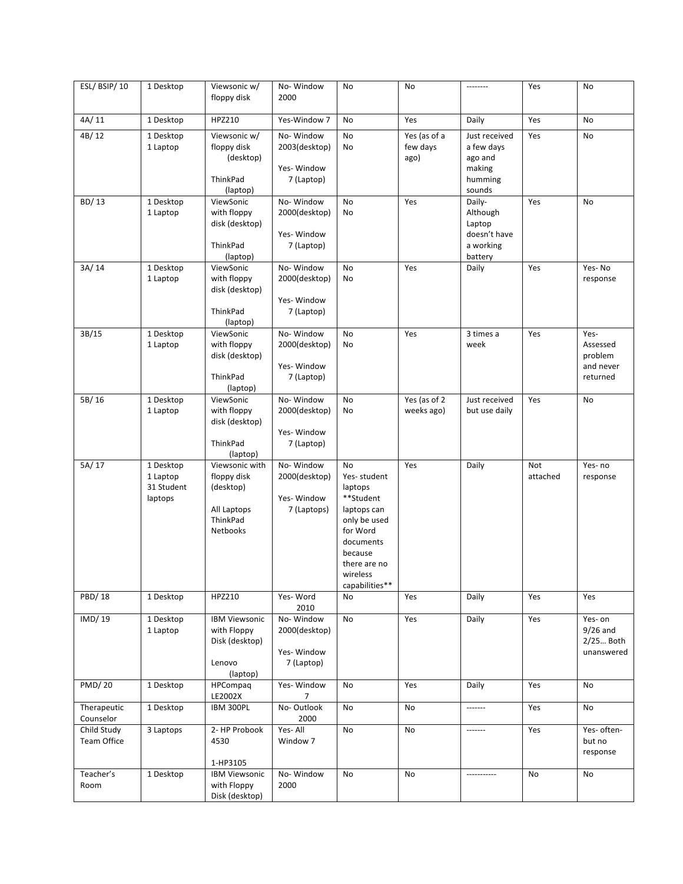| | | | | | | | | |
|---|---|---|---|---|---|---|---|---|
| ESL/ BSIP/ 10 | 1 Desktop | Viewsonic w/ floppy disk | No- Window 2000 | No | No | -------- | Yes | No |
| 4A/ 11 | 1 Desktop | HPZ210 | Yes-Window 7 | No | Yes | Daily | Yes | No |
| 4B/ 12 | 1 Desktop<br>1 Laptop | Viewsonic w/ floppy disk (desktop)<br><br>ThinkPad (laptop) | No- Window 2003(desktop)<br><br>Yes- Window 7 (Laptop) | No<br>No | Yes (as of a few days ago) | Just received a few days ago and making humming sounds | Yes | No |
| BD/ 13 | 1 Desktop<br>1 Laptop | ViewSonic with floppy disk (desktop)<br><br>ThinkPad (laptop) | No- Window 2000(desktop)<br><br>Yes- Window 7 (Laptop) | No<br>No | Yes | Daily- Although Laptop doesn't have a working battery | Yes | No |
| 3A/ 14 | 1 Desktop<br>1 Laptop | ViewSonic with floppy disk (desktop)<br><br>ThinkPad (laptop) | No- Window 2000(desktop)<br><br>Yes- Window 7 (Laptop) | No<br>No | Yes | Daily | Yes | Yes- No response |
| 3B/15 | 1 Desktop<br>1 Laptop | ViewSonic with floppy disk (desktop)<br><br>ThinkPad (laptop) | No- Window 2000(desktop)<br><br>Yes- Window 7 (Laptop) | No<br>No | Yes | 3 times a week | Yes | Yes- Assessed problem and never returned |
| 5B/ 16 | 1 Desktop<br>1 Laptop | ViewSonic with floppy disk (desktop)<br><br>ThinkPad (laptop) | No- Window 2000(desktop)<br><br>Yes- Window 7 (Laptop) | No<br>No | Yes (as of 2 weeks ago) | Just received but use daily | Yes | No |
| 5A/ 17 | 1 Desktop<br>1 Laptop<br>31 Student laptops | Viewsonic with floppy disk (desktop)<br><br>All Laptops ThinkPad Netbooks | No- Window 2000(desktop)<br><br>Yes- Window 7 (Laptops) | No<br>Yes- student laptops<br>**Student laptops can only be used for Word documents because there are no wireless capabilities** | Yes | Daily | Not attached | Yes- no response |
| PBD/ 18 | 1 Desktop | HPZ210 | Yes- Word 2010 | No | Yes | Daily | Yes | Yes |
| IMD/ 19 | 1 Desktop<br>1 Laptop | IBM Viewsonic with Floppy Disk (desktop)<br><br>Lenovo (laptop) | No- Window 2000(desktop)<br><br>Yes- Window 7 (Laptop) | No | Yes | Daily | Yes | Yes- on 9/26 and 2/25… Both unanswered |
| PMD/ 20 | 1 Desktop | HPCompaq LE2002X | Yes- Window 7 | No | Yes | Daily | Yes | No |
| Therapeutic Counselor | 1 Desktop | IBM 300PL | No- Outlook 2000 | No | No | ------- | Yes | No |
| Child Study Team Office | 3 Laptops | 2- HP Probook 4530<br><br>1-HP3105 | Yes- All Window 7 | No | No | ------- | Yes | Yes- often- but no response |
| Teacher's Room | 1 Desktop | IBM Viewsonic with Floppy Disk (desktop) | No- Window 2000 | No | No | ----------- | No | No |